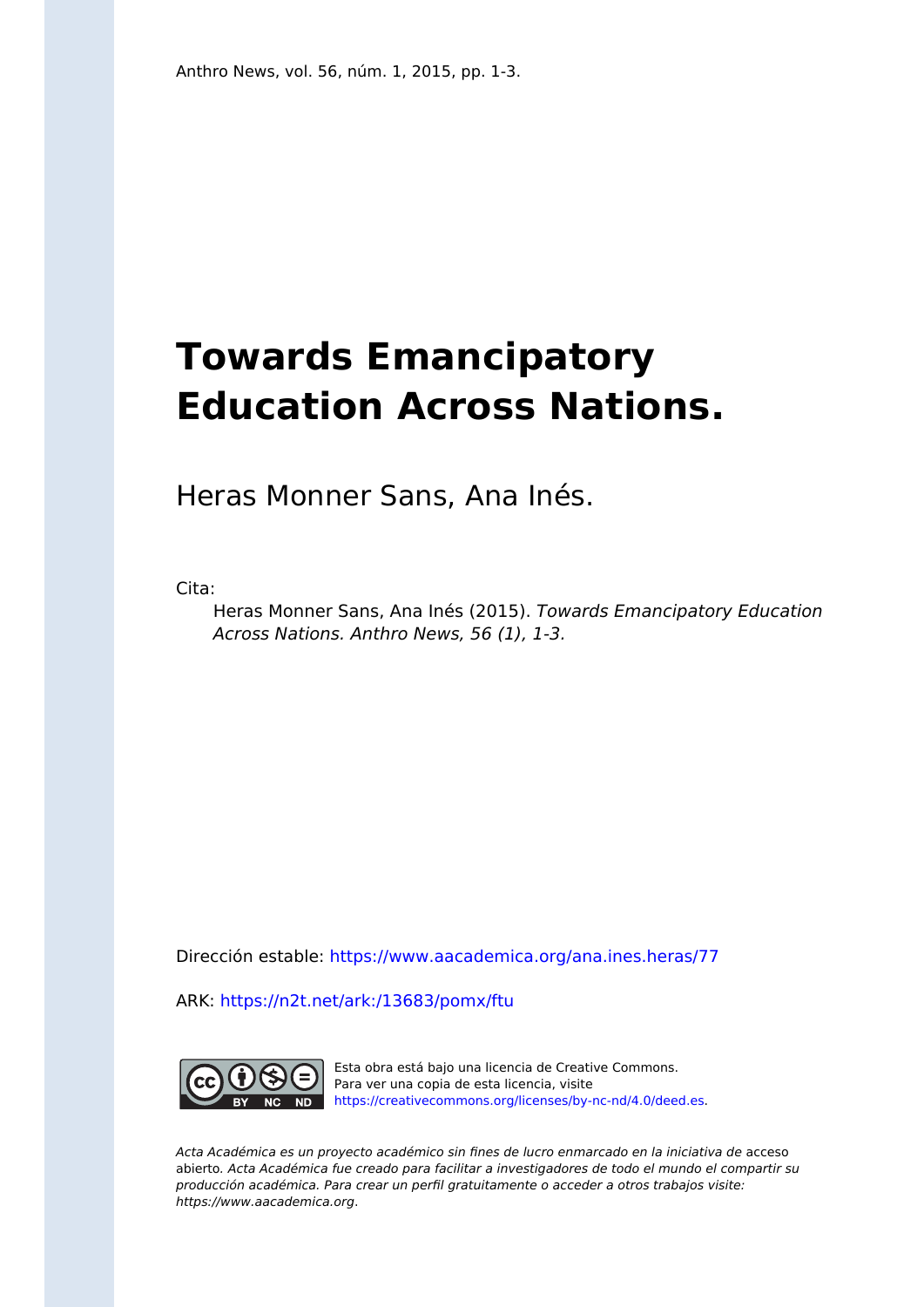Anthro News, vol. 56, núm. 1, 2015, pp. 1-3.

# Towards Emancipatory Education Across Nations.

Heras Monner Sans, Ana Inés.

Cita:

> Heras Monner Sans, Ana Inés (2015). *Towards Emancipatory Education Across Nations. Anthro News, 56 (1), 1-3.*

Dirección estable: https://www.aacademica.org/ana.ines.heras/77

ARK: https://n2t.net/ark:/13683/pomx/ftu

Esta obra está bajo una licencia de Creative Commons. Para ver una copia de esta licencia, visite https://creativecommons.org/licenses/by-nc-nd/4.0/deed.es.

*Acta Académica es un proyecto académico sin fines de lucro enmarcado en la iniciativa de* acceso abierto. *Acta Académica fue creado para facilitar a investigadores de todo el mundo el compartir su producción académica. Para crear un perfil gratuitamente o acceder a otros trabajos visite: https://www.aacademica.org.*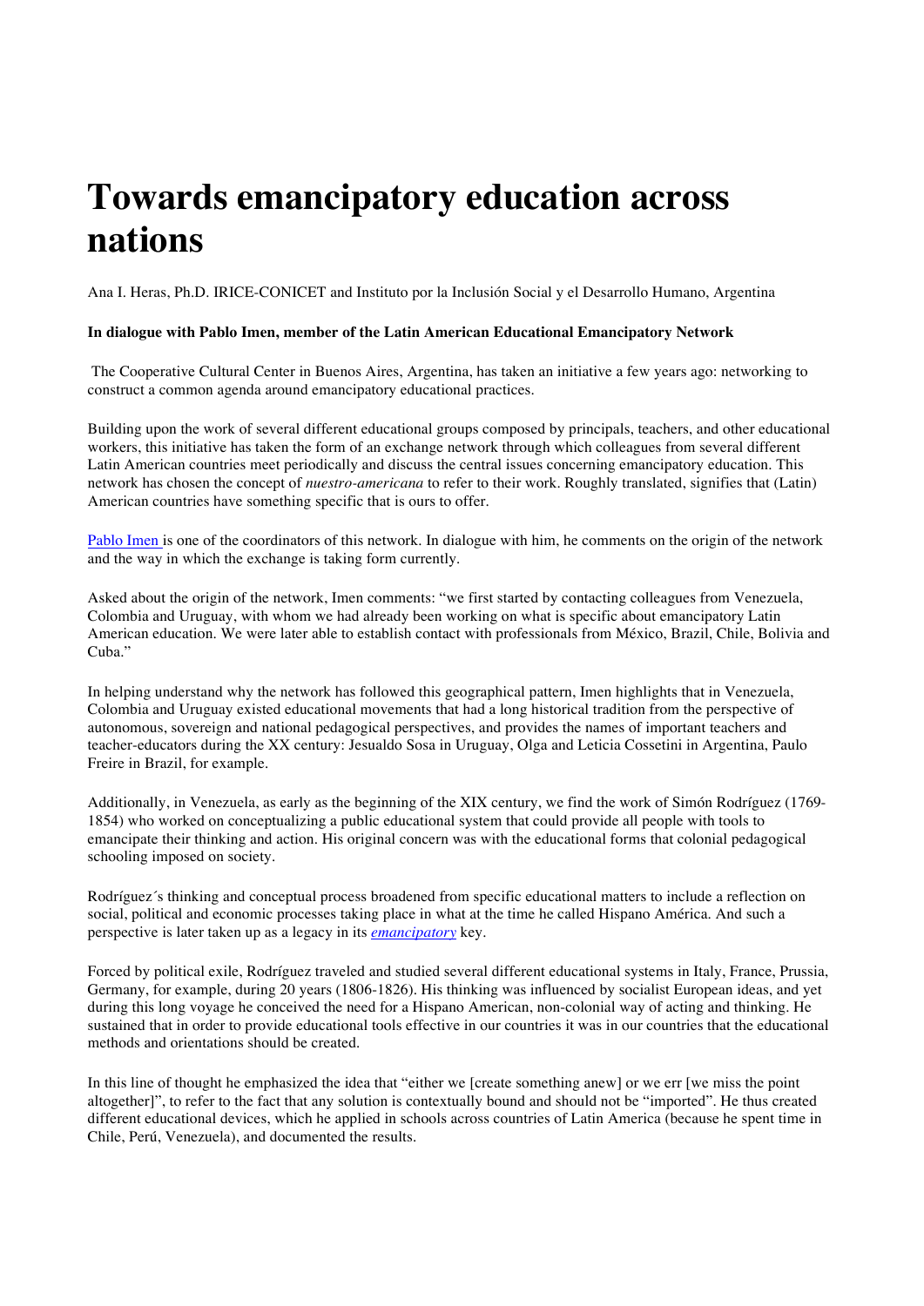# Towards emancipatory education across nations

Ana I. Heras, Ph.D. IRICE-CONICET and Instituto por la Inclusión Social y el Desarrollo Humano, Argentina

**In dialogue with Pablo Imen, member of the Latin American Educational Emancipatory Network**

The Cooperative Cultural Center in Buenos Aires, Argentina, has taken an initiative a few years ago: networking to construct a common agenda around emancipatory educational practices.

Building upon the work of several different educational groups composed by principals, teachers, and other educational workers, this initiative has taken the form of an exchange network through which colleagues from several different Latin American countries meet periodically and discuss the central issues concerning emancipatory education. This network has chosen the concept of *nuestro-americana* to refer to their work. Roughly translated, signifies that (Latin) American countries have something specific that is ours to offer.

Pablo Imen is one of the coordinators of this network. In dialogue with him, he comments on the origin of the network and the way in which the exchange is taking form currently.

Asked about the origin of the network, Imen comments: "we first started by contacting colleagues from Venezuela, Colombia and Uruguay, with whom we had already been working on what is specific about emancipatory Latin American education. We were later able to establish contact with professionals from México, Brazil, Chile, Bolivia and Cuba."

In helping understand why the network has followed this geographical pattern, Imen highlights that in Venezuela, Colombia and Uruguay existed educational movements that had a long historical tradition from the perspective of autonomous, sovereign and national pedagogical perspectives, and provides the names of important teachers and teacher-educators during the XX century: Jesualdo Sosa in Uruguay, Olga and Leticia Cossetini in Argentina, Paulo Freire in Brazil, for example.

Additionally, in Venezuela, as early as the beginning of the XIX century, we find the work of Simón Rodríguez (1769-1854) who worked on conceptualizing a public educational system that could provide all people with tools to emancipate their thinking and action. His original concern was with the educational forms that colonial pedagogical schooling imposed on society.

Rodríguez´s thinking and conceptual process broadened from specific educational matters to include a reflection on social, political and economic processes taking place in what at the time he called Hispano América. And such a perspective is later taken up as a legacy in its *emancipatory* key.

Forced by political exile, Rodríguez traveled and studied several different educational systems in Italy, France, Prussia, Germany, for example, during 20 years (1806-1826). His thinking was influenced by socialist European ideas, and yet during this long voyage he conceived the need for a Hispano American, non-colonial way of acting and thinking. He sustained that in order to provide educational tools effective in our countries it was in our countries that the educational methods and orientations should be created.

In this line of thought he emphasized the idea that "either we [create something anew] or we err [we miss the point altogether]", to refer to the fact that any solution is contextually bound and should not be "imported". He thus created different educational devices, which he applied in schools across countries of Latin America (because he spent time in Chile, Perú, Venezuela), and documented the results.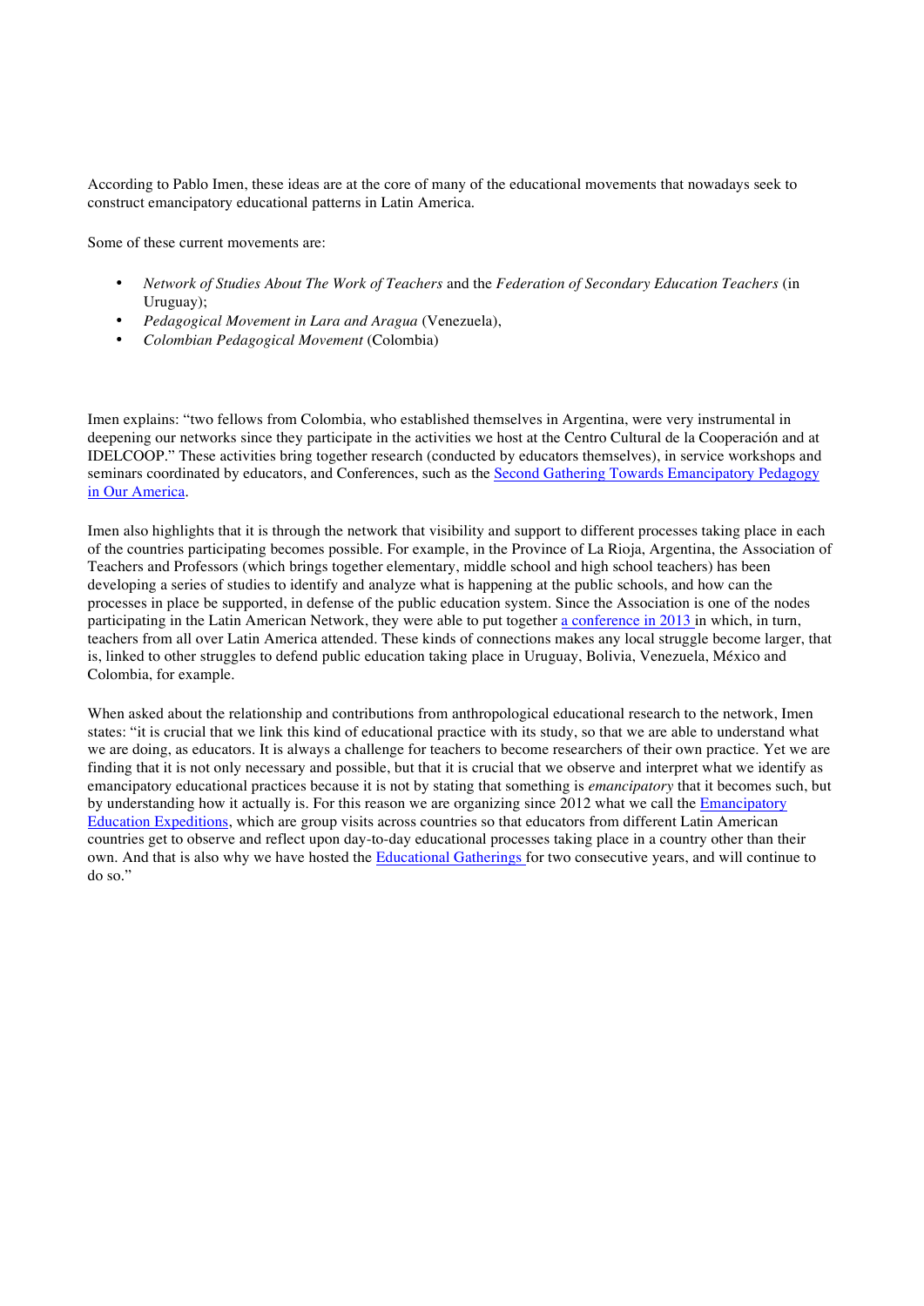According to Pablo Imen, these ideas are at the core of many of the educational movements that nowadays seek to construct emancipatory educational patterns in Latin America.

Some of these current movements are:

- *Network of Studies About The Work of Teachers* and the *Federation of Secondary Education Teachers* (in Uruguay);
- *Pedagogical Movement in Lara and Aragua* (Venezuela),
- *Colombian Pedagogical Movement* (Colombia)

Imen explains: "two fellows from Colombia, who established themselves in Argentina, were very instrumental in deepening our networks since they participate in the activities we host at the Centro Cultural de la Cooperación and at IDELCOOP." These activities bring together research (conducted by educators themselves), in service workshops and seminars coordinated by educators, and Conferences, such as the Second Gathering Towards Emancipatory Pedagogy in Our America.

Imen also highlights that it is through the network that visibility and support to different processes taking place in each of the countries participating becomes possible. For example, in the Province of La Rioja, Argentina, the Association of Teachers and Professors (which brings together elementary, middle school and high school teachers) has been developing a series of studies to identify and analyze what is happening at the public schools, and how can the processes in place be supported, in defense of the public education system. Since the Association is one of the nodes participating in the Latin American Network, they were able to put together a conference in 2013 in which, in turn, teachers from all over Latin America attended. These kinds of connections makes any local struggle become larger, that is, linked to other struggles to defend public education taking place in Uruguay, Bolivia, Venezuela, México and Colombia, for example.

When asked about the relationship and contributions from anthropological educational research to the network, Imen states: "it is crucial that we link this kind of educational practice with its study, so that we are able to understand what we are doing, as educators. It is always a challenge for teachers to become researchers of their own practice. Yet we are finding that it is not only necessary and possible, but that it is crucial that we observe and interpret what we identify as emancipatory educational practices because it is not by stating that something is *emancipatory* that it becomes such, but by understanding how it actually is. For this reason we are organizing since 2012 what we call the Emancipatory Education Expeditions, which are group visits across countries so that educators from different Latin American countries get to observe and reflect upon day-to-day educational processes taking place in a country other than their own. And that is also why we have hosted the Educational Gatherings for two consecutive years, and will continue to do so."